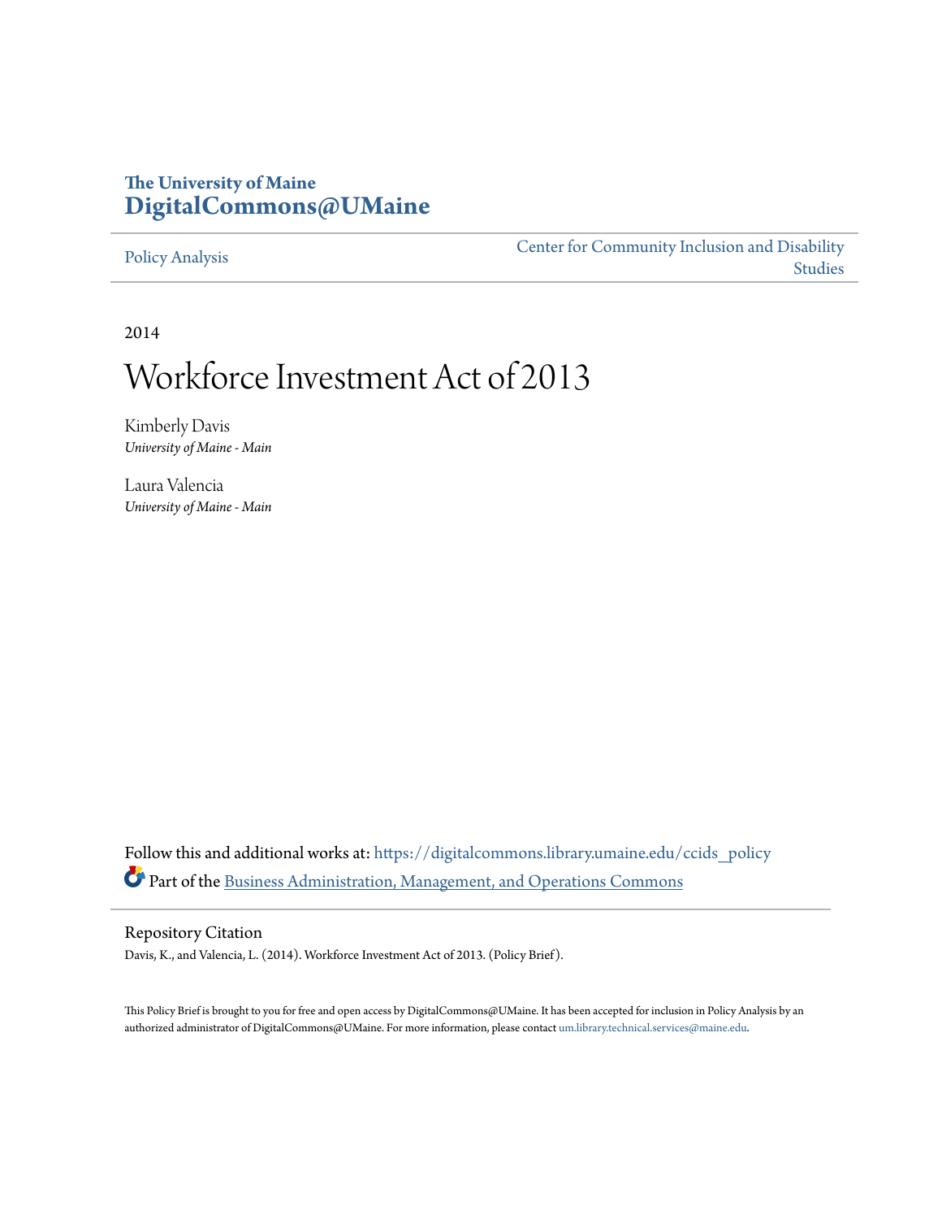The University of Maine
**DigitalCommons@UMaine**

Policy Analysis | Center for Community Inclusion and Disability Studies

2014

# Workforce Investment Act of 2013

Kimberly Davis
*University of Maine - Main*

Laura Valencia
*University of Maine - Main*

Follow this and additional works at: https://digitalcommons.library.umaine.edu/ccids_policy

Part of the Business Administration, Management, and Operations Commons

## Repository Citation

Davis, K., and Valencia, L. (2014). Workforce Investment Act of 2013. (Policy Brief).

This Policy Brief is brought to you for free and open access by DigitalCommons@UMaine. It has been accepted for inclusion in Policy Analysis by an authorized administrator of DigitalCommons@UMaine. For more information, please contact um.library.technical.services@maine.edu.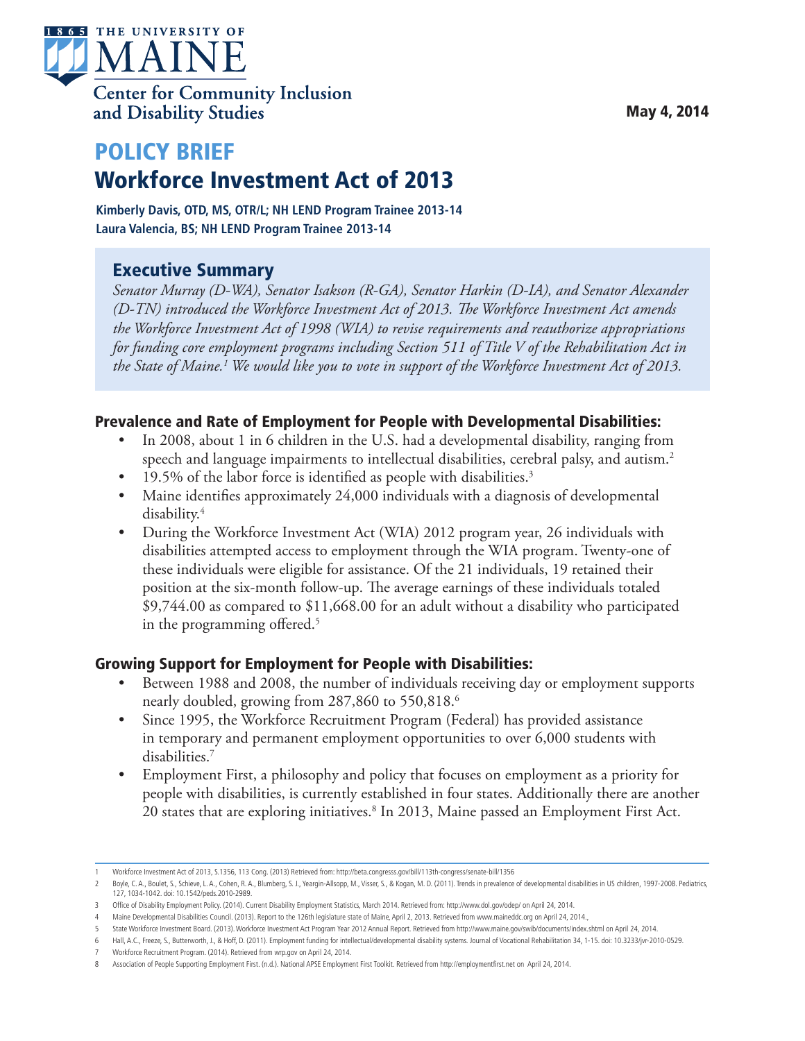THE UNIVERSITY OF MAINE

Center for Community Inclusion and Disability Studies

May 4, 2014

# POLICY BRIEF

# Workforce Investment Act of 2013

**Kimberly Davis, OTD, MS, OTR/L; NH LEND Program Trainee 2013-14**
**Laura Valencia, BS; NH LEND Program Trainee 2013-14**

## Executive Summary

*Senator Murray (D-WA), Senator Isakson (R-GA), Senator Harkin (D-IA), and Senator Alexander (D-TN) introduced the Workforce Investment Act of 2013. The Workforce Investment Act amends the Workforce Investment Act of 1998 (WIA) to revise requirements and reauthorize appropriations for funding core employment programs including Section 511 of Title V of the Rehabilitation Act in the State of Maine.[1] We would like you to vote in support of the Workforce Investment Act of 2013.*

### Prevalence and Rate of Employment for People with Developmental Disabilities:

- In 2008, about 1 in 6 children in the U.S. had a developmental disability, ranging from speech and language impairments to intellectual disabilities, cerebral palsy, and autism.[2]
- 19.5% of the labor force is identified as people with disabilities.[3]
- Maine identifies approximately 24,000 individuals with a diagnosis of developmental disability.[4]
- During the Workforce Investment Act (WIA) 2012 program year, 26 individuals with disabilities attempted access to employment through the WIA program. Twenty-one of these individuals were eligible for assistance. Of the 21 individuals, 19 retained their position at the six-month follow-up. The average earnings of these individuals totaled $9,744.00 as compared to $11,668.00 for an adult without a disability who participated in the programming offered.[5]

### Growing Support for Employment for People with Disabilities:

- Between 1988 and 2008, the number of individuals receiving day or employment supports nearly doubled, growing from 287,860 to 550,818.[6]
- Since 1995, the Workforce Recruitment Program (Federal) has provided assistance in temporary and permanent employment opportunities to over 6,000 students with disabilities.[7]
- Employment First, a philosophy and policy that focuses on employment as a priority for people with disabilities, is currently established in four states. Additionally there are another 20 states that are exploring initiatives.[8] In 2013, Maine passed an Employment First Act.

---

1 Workforce Investment Act of 2013, S.1356, 113 Cong. (2013) Retrieved from: http://beta.congresss.gov/bill/113th-congress/senate-bill/1356

2 Boyle, C. A., Boulet, S., Schieve, L. A., Cohen, R. A., Blumberg, S. J., Yeargin-Allsopp, M., Visser, S., & Kogan, M. D. (2011). Trends in prevalence of developmental disabilities in US children, 1997-2008. Pediatrics, 127, 1034-1042. doi: 10.1542/peds.2010-2989.

3 Office of Disability Employment Policy. (2014). Current Disability Employment Statistics, March 2014. Retrieved from: http://www.dol.gov/odep/ on April 24, 2014.

4 Maine Developmental Disabilities Council. (2013). Report to the 126th legislature state of Maine, April 2, 2013. Retrieved from www.maineddc.org on April 24, 2014.,

5 State Workforce Investment Board. (2013). Workforce Investment Act Program Year 2012 Annual Report. Retrieved from http://www.maine.gov/swib/documents/index.shtml on April 24, 2014.

6 Hall, A.C., Freeze, S., Butterworth, J., & Hoff, D. (2011). Employment funding for intellectual/developmental disability systems. Journal of Vocational Rehabilitation 34, 1-15. doi: 10.3233/jvr-2010-0529.

7 Workforce Recruitment Program. (2014). Retrieved from wrp.gov on April 24, 2014.

8 Association of People Supporting Employment First. (n.d.). National APSE Employment First Toolkit. Retrieved from http://employmentfirst.net on April 24, 2014.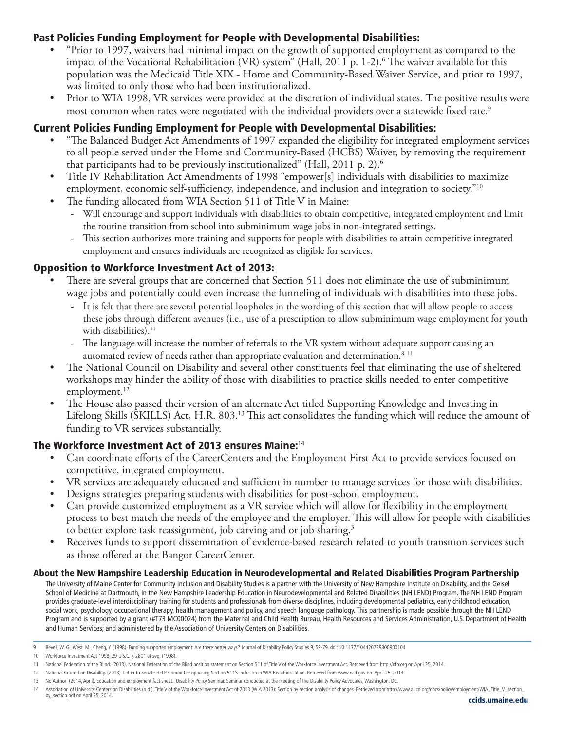## Past Policies Funding Employment for People with Developmental Disabilities:

- "Prior to 1997, waivers had minimal impact on the growth of supported employment as compared to the impact of the Vocational Rehabilitation (VR) system" (Hall, 2011 p. 1-2).[6] The waiver available for this population was the Medicaid Title XIX - Home and Community-Based Waiver Service, and prior to 1997, was limited to only those who had been institutionalized.
- Prior to WIA 1998, VR services were provided at the discretion of individual states. The positive results were most common when rates were negotiated with the individual providers over a statewide fixed rate.[9]

## Current Policies Funding Employment for People with Developmental Disabilities:

- "The Balanced Budget Act Amendments of 1997 expanded the eligibility for integrated employment services to all people served under the Home and Community-Based (HCBS) Waiver, by removing the requirement that participants had to be previously institutionalized" (Hall, 2011 p. 2).[6]
- Title IV Rehabilitation Act Amendments of 1998 "empower[s] individuals with disabilities to maximize employment, economic self-sufficiency, independence, and inclusion and integration to society."[10]
- The funding allocated from WIA Section 511 of Title V in Maine:
  - Will encourage and support individuals with disabilities to obtain competitive, integrated employment and limit the routine transition from school into subminimum wage jobs in non-integrated settings.
  - This section authorizes more training and supports for people with disabilities to attain competitive integrated employment and ensures individuals are recognized as eligible for services.

## Opposition to Workforce Investment Act of 2013:

- There are several groups that are concerned that Section 511 does not eliminate the use of subminimum wage jobs and potentially could even increase the funneling of individuals with disabilities into these jobs.
  - It is felt that there are several potential loopholes in the wording of this section that will allow people to access these jobs through different avenues (i.e., use of a prescription to allow subminimum wage employment for youth with disabilities).[11]
  - The language will increase the number of referrals to the VR system without adequate support causing an automated review of needs rather than appropriate evaluation and determination.[8, 11]
- The National Council on Disability and several other constituents feel that eliminating the use of sheltered workshops may hinder the ability of those with disabilities to practice skills needed to enter competitive employment.[12]
- The House also passed their version of an alternate Act titled Supporting Knowledge and Investing in Lifelong Skills (SKILLS) Act, H.R. 803.[13] This act consolidates the funding which will reduce the amount of funding to VR services substantially.

## The Workforce Investment Act of 2013 ensures Maine:[14]

- Can coordinate efforts of the CareerCenters and the Employment First Act to provide services focused on competitive, integrated employment.
- VR services are adequately educated and sufficient in number to manage services for those with disabilities.
- Designs strategies preparing students with disabilities for post-school employment.
- Can provide customized employment as a VR service which will allow for flexibility in the employment process to best match the needs of the employee and the employer. This will allow for people with disabilities to better explore task reassignment, job carving and or job sharing.[3]
- Receives funds to support dissemination of evidence-based research related to youth transition services such as those offered at the Bangor CareerCenter.

### About the New Hampshire Leadership Education in Neurodevelopmental and Related Disabilities Program Partnership

The University of Maine Center for Community Inclusion and Disability Studies is a partner with the University of New Hampshire Institute on Disability, and the Geisel School of Medicine at Dartmouth, in the New Hampshire Leadership Education in Neurodevelopmental and Related Disabilities (NH LEND) Program. The NH LEND Program provides graduate-level interdisciplinary training for students and professionals from diverse disciplines, including developmental pediatrics, early childhood education, social work, psychology, occupational therapy, health management and policy, and speech language pathology. This partnership is made possible through the NH LEND Program and is supported by a grant (#T73 MC00024) from the Maternal and Child Health Bureau, Health Resources and Services Administration, U.S. Department of Health and Human Services; and administered by the Association of University Centers on Disabilities.

---

9 Revell, W. G., West, M., Cheng, Y. (1998). Funding supported employment: Are there better ways? Journal of Disability Policy Studies 9, 59-79. doi: 10.1177/104420739800900104

10 Workforce Investment Act 1998, 29 U.S.C. § 2801 et seq. (1998).

11 National Federation of the Blind. (2013). National Federation of the Blind position statement on Section 511 of Title V of the Workforce Investment Act. Retrieved from http://nfb.org on April 25, 2014.

12 National Council on Disability. (2013). Letter to Senate HELP Committee opposing Section 511's inclusion in WIA Reauthorization. Retrieved from www.ncd.gov on April 25, 2014

13 No Author (2014, April). Education and employment fact sheet. Disability Policy Seminar. Seminar conducted at the meeting of The Disability Policy Advocates, Washington, DC.

14 Association of University Centers on Disabilities (n.d.). Title V of the Workforce Investment Act of 2013 (WIA 2013): Section by section analysis of changes. Retrieved from http://www.aucd.org/docs/policy/employment/WIA_Title_V_section_by_section.pdf on April 25, 2014.

ccids.umaine.edu